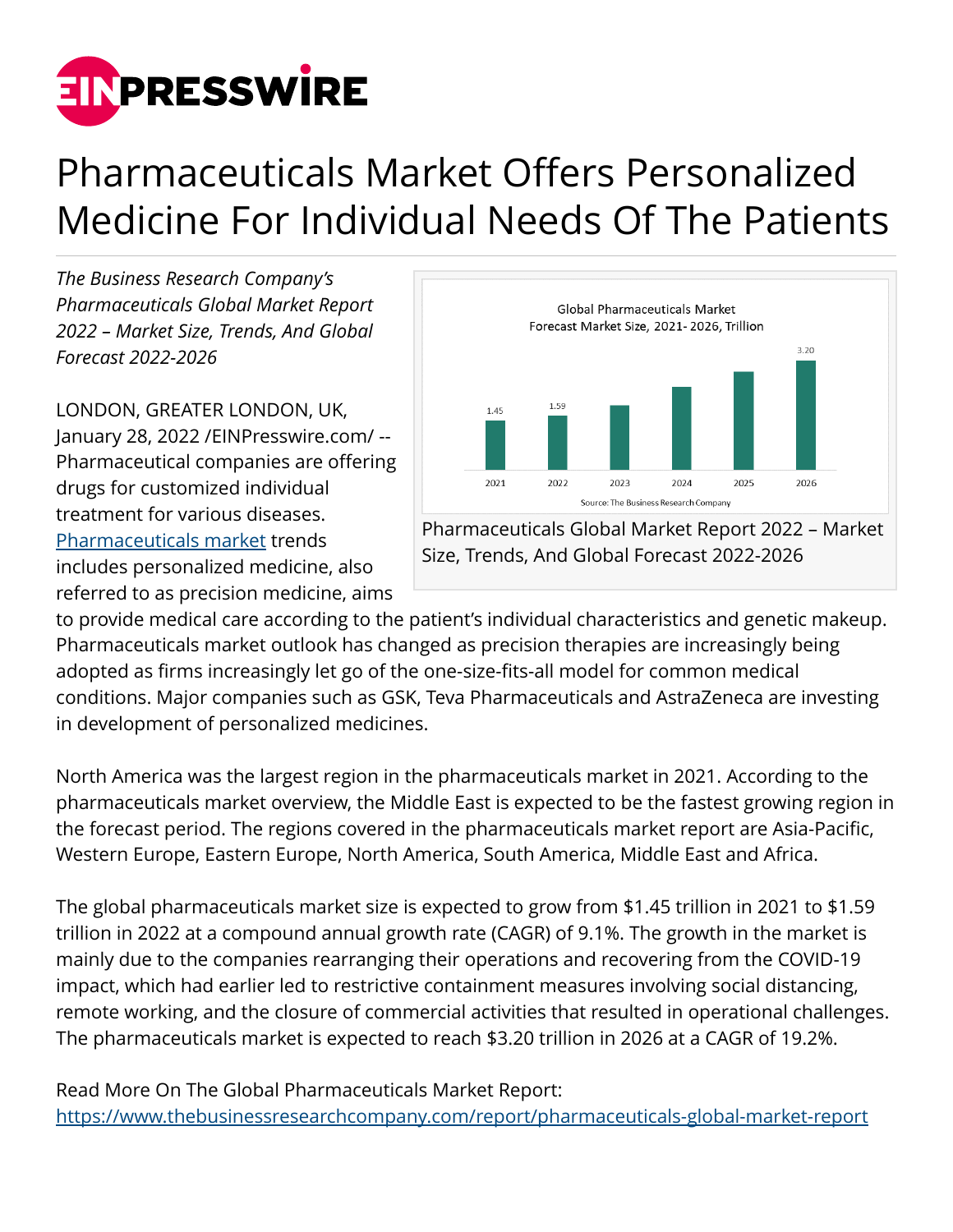# Pharmaceuticals Market Offers Personalized Medicine For Individual Needs Of The Patients

*The Business Research Company's Pharmaceuticals Global Market Report 2022 – Market Size, Trends, And Global Forecast 2022-2026*

Pharmaceuticals Global Market Report 2022 – Market Size, Trends, And Global Forecast 2022-2026

LONDON, GREATER LONDON, UK, January 28, 2022 /EINPresswire.com/ -- Pharmaceutical companies are offering drugs for customized individual treatment for various diseases. [Pharmaceuticals market](https://www.thebusinessresearchcompany.com/report/pharmaceuticals-global-market-report) trends includes personalized medicine, also referred to as precision medicine, aims to provide medical care according to the patient's individual characteristics and genetic makeup. Pharmaceuticals market outlook has changed as precision therapies are increasingly being adopted as firms increasingly let go of the one-size-fits-all model for common medical conditions. Major companies such as GSK, Teva Pharmaceuticals and AstraZeneca are investing in development of personalized medicines.

North America was the largest region in the pharmaceuticals market in 2021. According to the pharmaceuticals market overview, the Middle East is expected to be the fastest growing region in the forecast period. The regions covered in the pharmaceuticals market report are Asia-Pacific, Western Europe, Eastern Europe, North America, South America, Middle East and Africa.

The global pharmaceuticals market size is expected to grow from $1.45 trillion in 2021 to $1.59 trillion in 2022 at a compound annual growth rate (CAGR) of 9.1%. The growth in the market is mainly due to the companies rearranging their operations and recovering from the COVID-19 impact, which had earlier led to restrictive containment measures involving social distancing, remote working, and the closure of commercial activities that resulted in operational challenges. The pharmaceuticals market is expected to reach $3.20 trillion in 2026 at a CAGR of 19.2%.

Read More On The Global Pharmaceuticals Market Report:
https://www.thebusinessresearchcompany.com/report/pharmaceuticals-global-market-report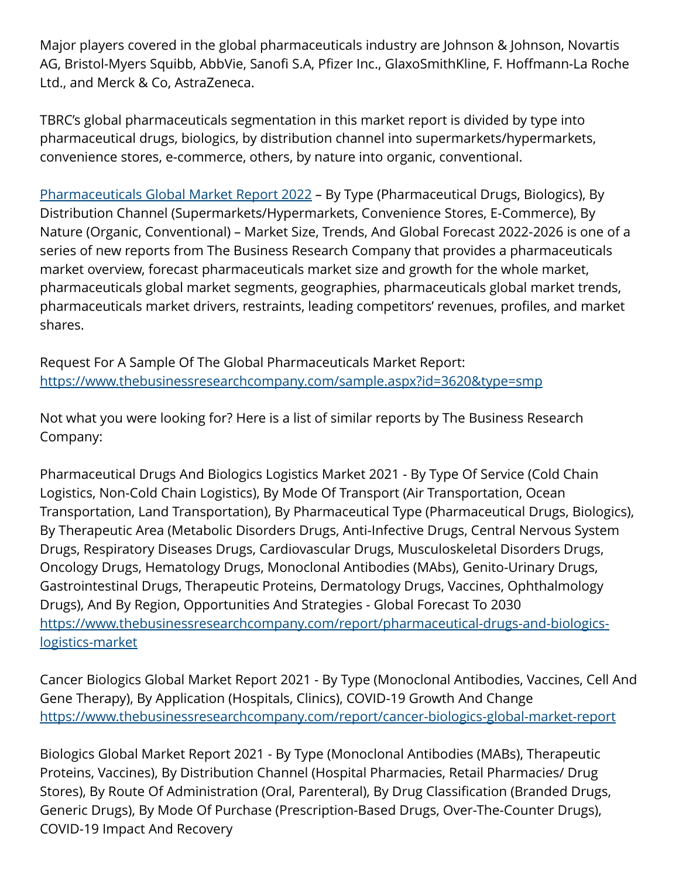Major players covered in the global pharmaceuticals industry are Johnson & Johnson, Novartis AG, Bristol-Myers Squibb, AbbVie, Sanofi S.A, Pfizer Inc., GlaxoSmithKline, F. Hoffmann-La Roche Ltd., and Merck & Co, AstraZeneca.

TBRC's global pharmaceuticals segmentation in this market report is divided by type into pharmaceutical drugs, biologics, by distribution channel into supermarkets/hypermarkets, convenience stores, e-commerce, others, by nature into organic, conventional.

[Pharmaceuticals Global Market Report 2022]() – By Type (Pharmaceutical Drugs, Biologics), By Distribution Channel (Supermarkets/Hypermarkets, Convenience Stores, E-Commerce), By Nature (Organic, Conventional) – Market Size, Trends, And Global Forecast 2022-2026 is one of a series of new reports from The Business Research Company that provides a pharmaceuticals market overview, forecast pharmaceuticals market size and growth for the whole market, pharmaceuticals global market segments, geographies, pharmaceuticals global market trends, pharmaceuticals market drivers, restraints, leading competitors' revenues, profiles, and market shares.

Request For A Sample Of The Global Pharmaceuticals Market Report:
https://www.thebusinessresearchcompany.com/sample.aspx?id=3620&type=smp

Not what you were looking for? Here is a list of similar reports by The Business Research Company:

Pharmaceutical Drugs And Biologics Logistics Market 2021 - By Type Of Service (Cold Chain Logistics, Non-Cold Chain Logistics), By Mode Of Transport (Air Transportation, Ocean Transportation, Land Transportation), By Pharmaceutical Type (Pharmaceutical Drugs, Biologics), By Therapeutic Area (Metabolic Disorders Drugs, Anti-Infective Drugs, Central Nervous System Drugs, Respiratory Diseases Drugs, Cardiovascular Drugs, Musculoskeletal Disorders Drugs, Oncology Drugs, Hematology Drugs, Monoclonal Antibodies (MAbs), Genito-Urinary Drugs, Gastrointestinal Drugs, Therapeutic Proteins, Dermatology Drugs, Vaccines, Ophthalmology Drugs), And By Region, Opportunities And Strategies - Global Forecast To 2030
https://www.thebusinessresearchcompany.com/report/pharmaceutical-drugs-and-biologics-logistics-market

Cancer Biologics Global Market Report 2021 - By Type (Monoclonal Antibodies, Vaccines, Cell And Gene Therapy), By Application (Hospitals, Clinics), COVID-19 Growth And Change
https://www.thebusinessresearchcompany.com/report/cancer-biologics-global-market-report

Biologics Global Market Report 2021 - By Type (Monoclonal Antibodies (MABs), Therapeutic Proteins, Vaccines), By Distribution Channel (Hospital Pharmacies, Retail Pharmacies/ Drug Stores), By Route Of Administration (Oral, Parenteral), By Drug Classification (Branded Drugs, Generic Drugs), By Mode Of Purchase (Prescription-Based Drugs, Over-The-Counter Drugs), COVID-19 Impact And Recovery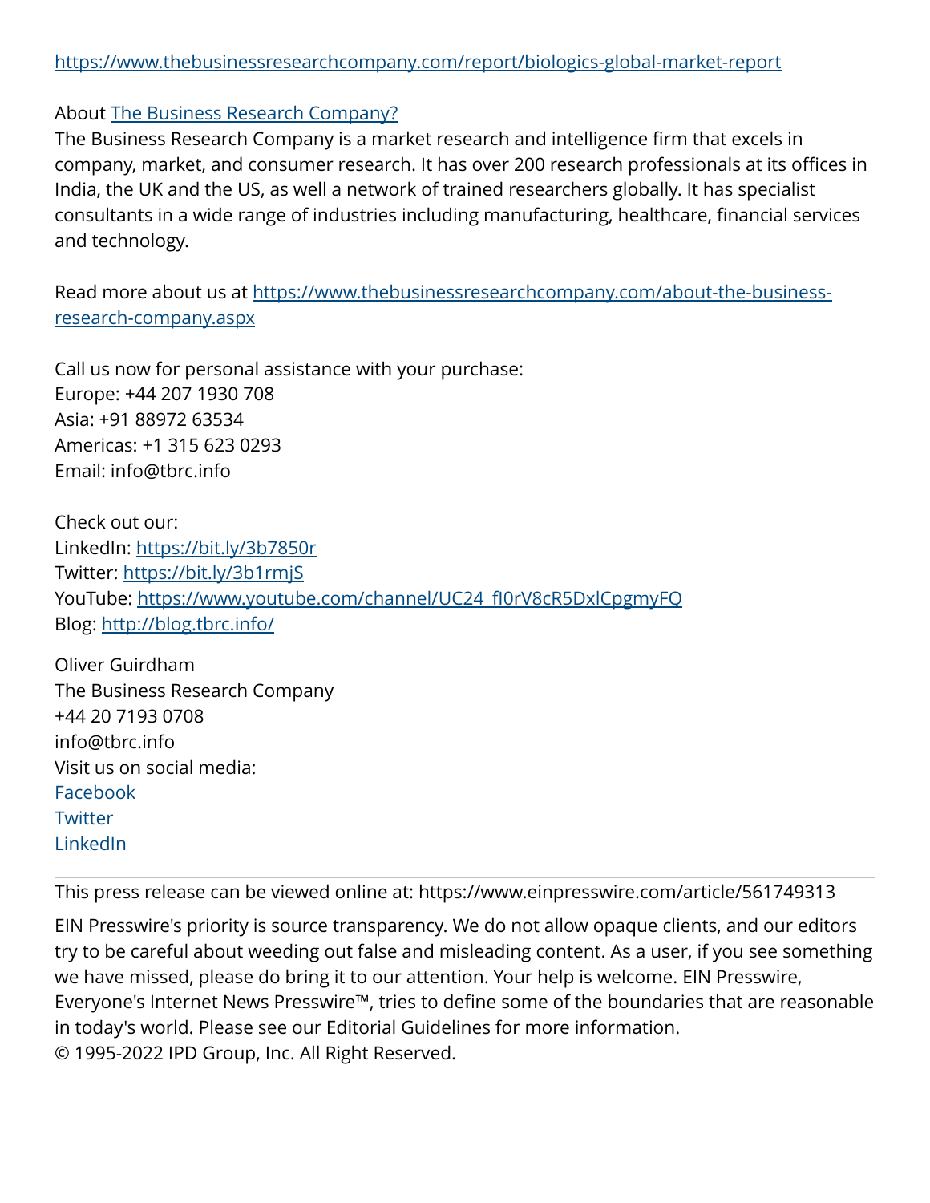https://www.thebusinessresearchcompany.com/report/biologics-global-market-report

About The Business Research Company?
The Business Research Company is a market research and intelligence firm that excels in company, market, and consumer research. It has over 200 research professionals at its offices in India, the UK and the US, as well a network of trained researchers globally. It has specialist consultants in a wide range of industries including manufacturing, healthcare, financial services and technology.

Read more about us at https://www.thebusinessresearchcompany.com/about-the-business-research-company.aspx

Call us now for personal assistance with your purchase:
Europe: +44 207 1930 708
Asia: +91 88972 63534
Americas: +1 315 623 0293
Email: info@tbrc.info

Check out our:
LinkedIn: https://bit.ly/3b7850r
Twitter: https://bit.ly/3b1rmjS
YouTube: https://www.youtube.com/channel/UC24_fI0rV8cR5DxlCpgmyFQ
Blog: http://blog.tbrc.info/

Oliver Guirdham
The Business Research Company
+44 20 7193 0708
info@tbrc.info
Visit us on social media:
Facebook
Twitter
LinkedIn

---

This press release can be viewed online at: https://www.einpresswire.com/article/561749313

EIN Presswire's priority is source transparency. We do not allow opaque clients, and our editors try to be careful about weeding out false and misleading content. As a user, if you see something we have missed, please do bring it to our attention. Your help is welcome. EIN Presswire, Everyone's Internet News Presswire™, tries to define some of the boundaries that are reasonable in today's world. Please see our Editorial Guidelines for more information.
© 1995-2022 IPD Group, Inc. All Right Reserved.